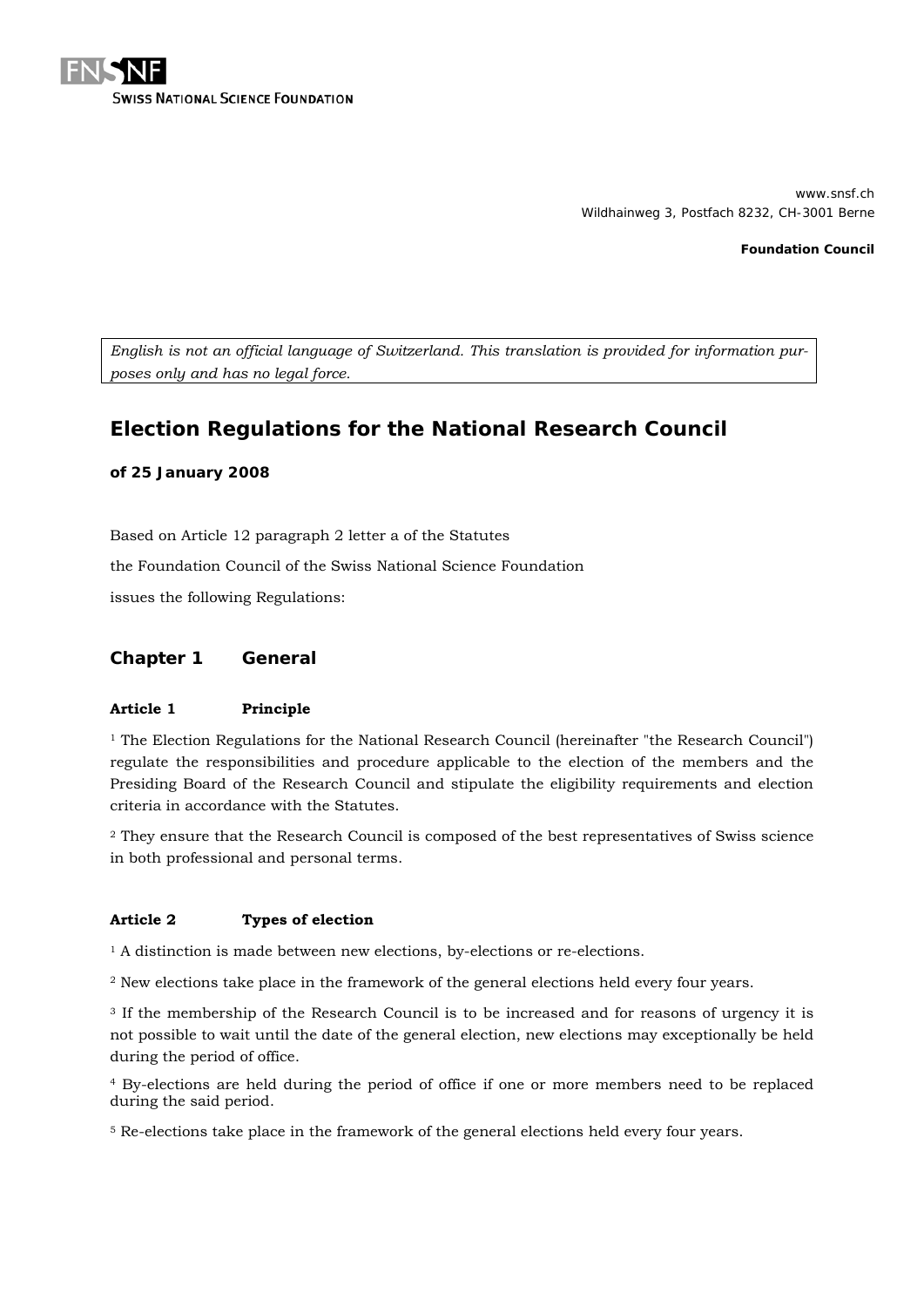FNSNF
SWISS NATIONAL SCIENCE FOUNDATION

www.snsf.ch
Wildhainweg 3, Postfach 8232, CH-3001 Berne

**Foundation Council**

*English is not an official language of Switzerland. This translation is provided for information purposes only and has no legal force.*

# Election Regulations for the National Research Council

**of 25 January 2008**

Based on Article 12 paragraph 2 letter a of the Statutes

the Foundation Council of the Swiss National Science Foundation

issues the following Regulations:

## Chapter 1 General

### Article 1 Principle

[1] The Election Regulations for the National Research Council (hereinafter "the Research Council") regulate the responsibilities and procedure applicable to the election of the members and the Presiding Board of the Research Council and stipulate the eligibility requirements and election criteria in accordance with the Statutes.

[2] They ensure that the Research Council is composed of the best representatives of Swiss science in both professional and personal terms.

### Article 2 Types of election

[1] A distinction is made between new elections, by-elections or re-elections.

[2] New elections take place in the framework of the general elections held every four years.

[3] If the membership of the Research Council is to be increased and for reasons of urgency it is not possible to wait until the date of the general election, new elections may exceptionally be held during the period of office.

[4] By-elections are held during the period of office if one or more members need to be replaced during the said period.

[5] Re-elections take place in the framework of the general elections held every four years.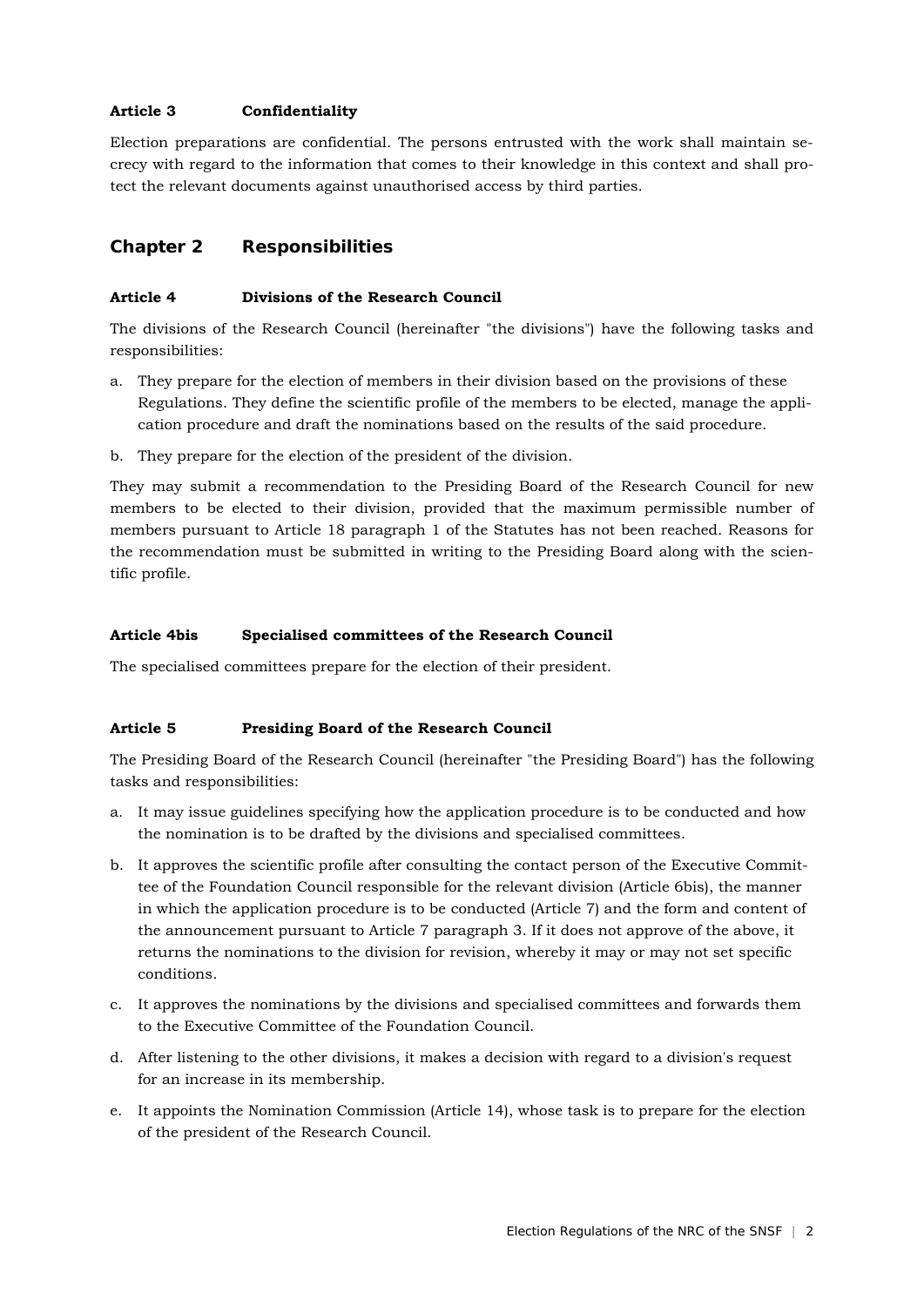#### Article 3 Confidentiality

Election preparations are confidential. The persons entrusted with the work shall maintain secrecy with regard to the information that comes to their knowledge in this context and shall protect the relevant documents against unauthorised access by third parties.

## Chapter 2 Responsibilities

#### Article 4 Divisions of the Research Council

The divisions of the Research Council (hereinafter "the divisions") have the following tasks and responsibilities:

a. They prepare for the election of members in their division based on the provisions of these Regulations. They define the scientific profile of the members to be elected, manage the application procedure and draft the nominations based on the results of the said procedure.
b. They prepare for the election of the president of the division.

They may submit a recommendation to the Presiding Board of the Research Council for new members to be elected to their division, provided that the maximum permissible number of members pursuant to Article 18 paragraph 1 of the Statutes has not been reached. Reasons for the recommendation must be submitted in writing to the Presiding Board along with the scientific profile.

#### Article 4bis Specialised committees of the Research Council

The specialised committees prepare for the election of their president.

#### Article 5 Presiding Board of the Research Council

The Presiding Board of the Research Council (hereinafter "the Presiding Board") has the following tasks and responsibilities:

a. It may issue guidelines specifying how the application procedure is to be conducted and how the nomination is to be drafted by the divisions and specialised committees.
b. It approves the scientific profile after consulting the contact person of the Executive Committee of the Foundation Council responsible for the relevant division (Article 6bis), the manner in which the application procedure is to be conducted (Article 7) and the form and content of the announcement pursuant to Article 7 paragraph 3. If it does not approve of the above, it returns the nominations to the division for revision, whereby it may or may not set specific conditions.
c. It approves the nominations by the divisions and specialised committees and forwards them to the Executive Committee of the Foundation Council.
d. After listening to the other divisions, it makes a decision with regard to a division's request for an increase in its membership.
e. It appoints the Nomination Commission (Article 14), whose task is to prepare for the election of the president of the Research Council.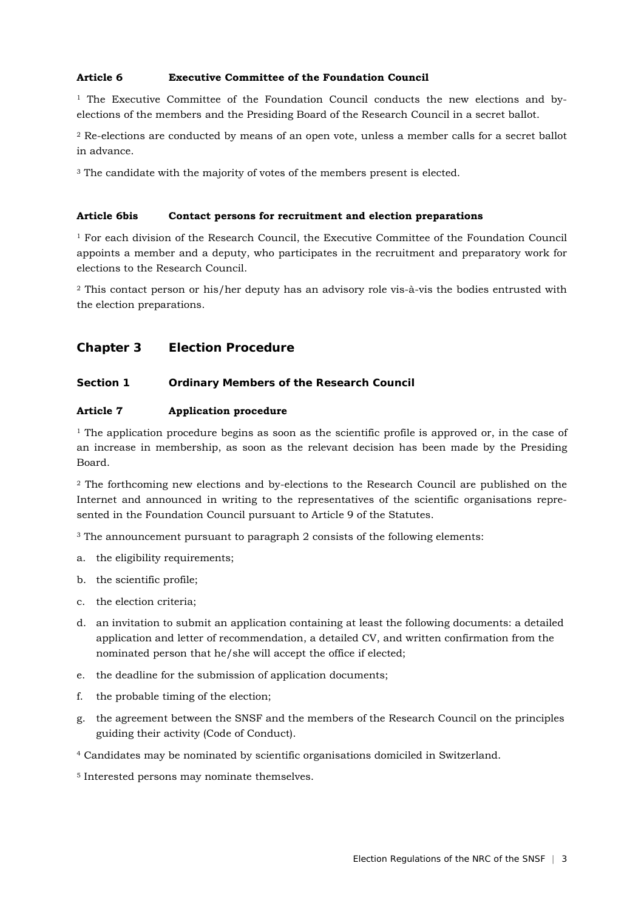#### Article 6 Executive Committee of the Foundation Council

[1] The Executive Committee of the Foundation Council conducts the new elections and by-elections of the members and the Presiding Board of the Research Council in a secret ballot.

[2] Re-elections are conducted by means of an open vote, unless a member calls for a secret ballot in advance.

[3] The candidate with the majority of votes of the members present is elected.

#### Article 6bis Contact persons for recruitment and election preparations

[1] For each division of the Research Council, the Executive Committee of the Foundation Council appoints a member and a deputy, who participates in the recruitment and preparatory work for elections to the Research Council.

[2] This contact person or his/her deputy has an advisory role vis-à-vis the bodies entrusted with the election preparations.

## Chapter 3 Election Procedure

### Section 1 Ordinary Members of the Research Council

#### Article 7 Application procedure

[1] The application procedure begins as soon as the scientific profile is approved or, in the case of an increase in membership, as soon as the relevant decision has been made by the Presiding Board.

[2] The forthcoming new elections and by-elections to the Research Council are published on the Internet and announced in writing to the representatives of the scientific organisations represented in the Foundation Council pursuant to Article 9 of the Statutes.

[3] The announcement pursuant to paragraph 2 consists of the following elements:

a. the eligibility requirements;

b. the scientific profile;

c. the election criteria;

d. an invitation to submit an application containing at least the following documents: a detailed application and letter of recommendation, a detailed CV, and written confirmation from the nominated person that he/she will accept the office if elected;

e. the deadline for the submission of application documents;

f. the probable timing of the election;

g. the agreement between the SNSF and the members of the Research Council on the principles guiding their activity (Code of Conduct).

[4] Candidates may be nominated by scientific organisations domiciled in Switzerland.

[5] Interested persons may nominate themselves.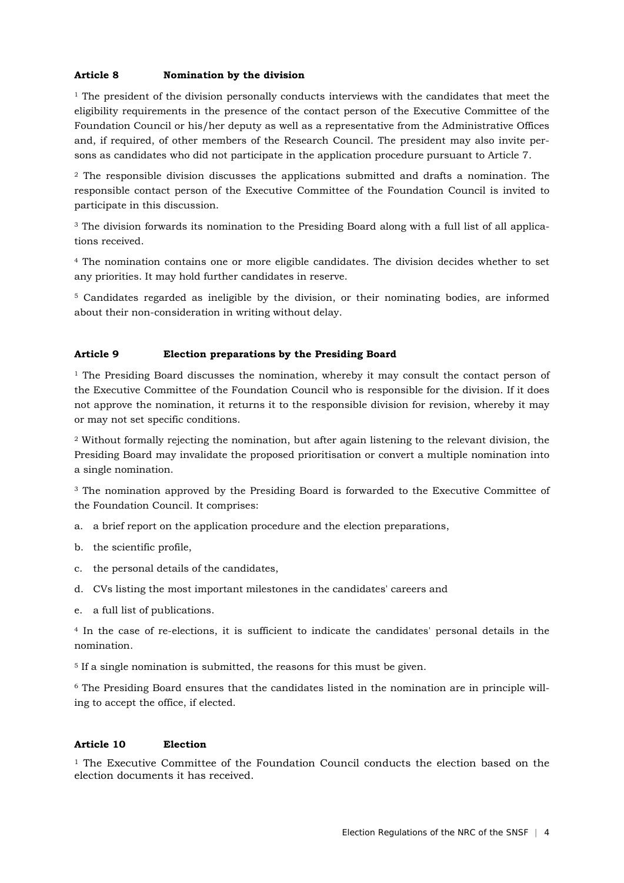#### Article 8 Nomination by the division

[1] The president of the division personally conducts interviews with the candidates that meet the eligibility requirements in the presence of the contact person of the Executive Committee of the Foundation Council or his/her deputy as well as a representative from the Administrative Offices and, if required, of other members of the Research Council. The president may also invite persons as candidates who did not participate in the application procedure pursuant to Article 7.

[2] The responsible division discusses the applications submitted and drafts a nomination. The responsible contact person of the Executive Committee of the Foundation Council is invited to participate in this discussion.

[3] The division forwards its nomination to the Presiding Board along with a full list of all applications received.

[4] The nomination contains one or more eligible candidates. The division decides whether to set any priorities. It may hold further candidates in reserve.

[5] Candidates regarded as ineligible by the division, or their nominating bodies, are informed about their non-consideration in writing without delay.

#### Article 9 Election preparations by the Presiding Board

[1] The Presiding Board discusses the nomination, whereby it may consult the contact person of the Executive Committee of the Foundation Council who is responsible for the division. If it does not approve the nomination, it returns it to the responsible division for revision, whereby it may or may not set specific conditions.

[2] Without formally rejecting the nomination, but after again listening to the relevant division, the Presiding Board may invalidate the proposed prioritisation or convert a multiple nomination into a single nomination.

[3] The nomination approved by the Presiding Board is forwarded to the Executive Committee of the Foundation Council. It comprises:

a. a brief report on the application procedure and the election preparations,

b. the scientific profile,

c. the personal details of the candidates,

d. CVs listing the most important milestones in the candidates' careers and

e. a full list of publications.

[4] In the case of re-elections, it is sufficient to indicate the candidates' personal details in the nomination.

[5] If a single nomination is submitted, the reasons for this must be given.

[6] The Presiding Board ensures that the candidates listed in the nomination are in principle willing to accept the office, if elected.

#### Article 10 Election

[1] The Executive Committee of the Foundation Council conducts the election based on the election documents it has received.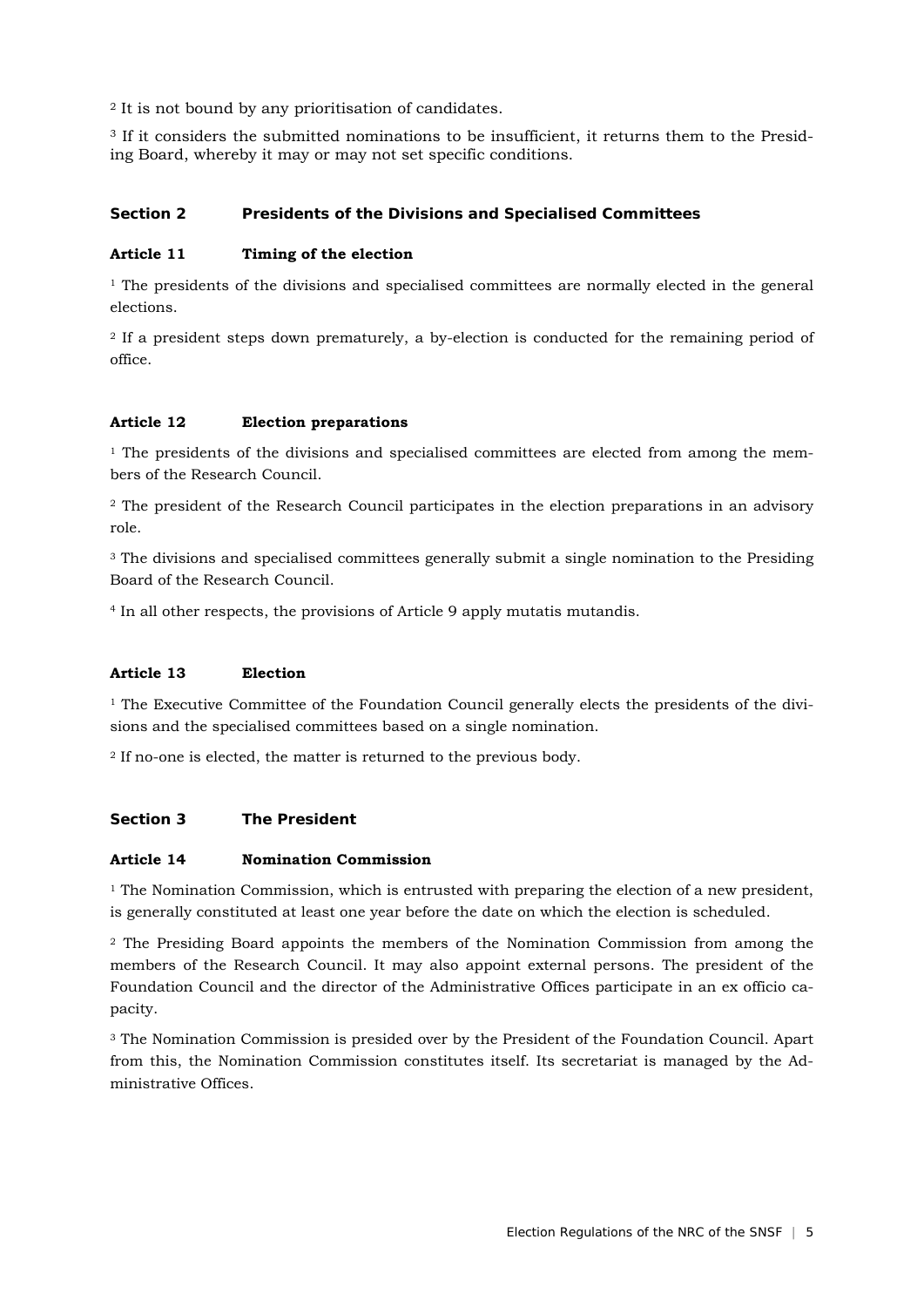[2] It is not bound by any prioritisation of candidates.

[3] If it considers the submitted nominations to be insufficient, it returns them to the Presiding Board, whereby it may or may not set specific conditions.

## Section 2 Presidents of the Divisions and Specialised Committees

### Article 11 Timing of the election

[1] The presidents of the divisions and specialised committees are normally elected in the general elections.

[2] If a president steps down prematurely, a by-election is conducted for the remaining period of office.

### Article 12 Election preparations

[1] The presidents of the divisions and specialised committees are elected from among the members of the Research Council.

[2] The president of the Research Council participates in the election preparations in an advisory role.

[3] The divisions and specialised committees generally submit a single nomination to the Presiding Board of the Research Council.

[4] In all other respects, the provisions of Article 9 apply mutatis mutandis.

### Article 13 Election

[1] The Executive Committee of the Foundation Council generally elects the presidents of the divisions and the specialised committees based on a single nomination.

[2] If no-one is elected, the matter is returned to the previous body.

## Section 3 The President

### Article 14 Nomination Commission

[1] The Nomination Commission, which is entrusted with preparing the election of a new president, is generally constituted at least one year before the date on which the election is scheduled.

[2] The Presiding Board appoints the members of the Nomination Commission from among the members of the Research Council. It may also appoint external persons. The president of the Foundation Council and the director of the Administrative Offices participate in an ex officio capacity.

[3] The Nomination Commission is presided over by the President of the Foundation Council. Apart from this, the Nomination Commission constitutes itself. Its secretariat is managed by the Administrative Offices.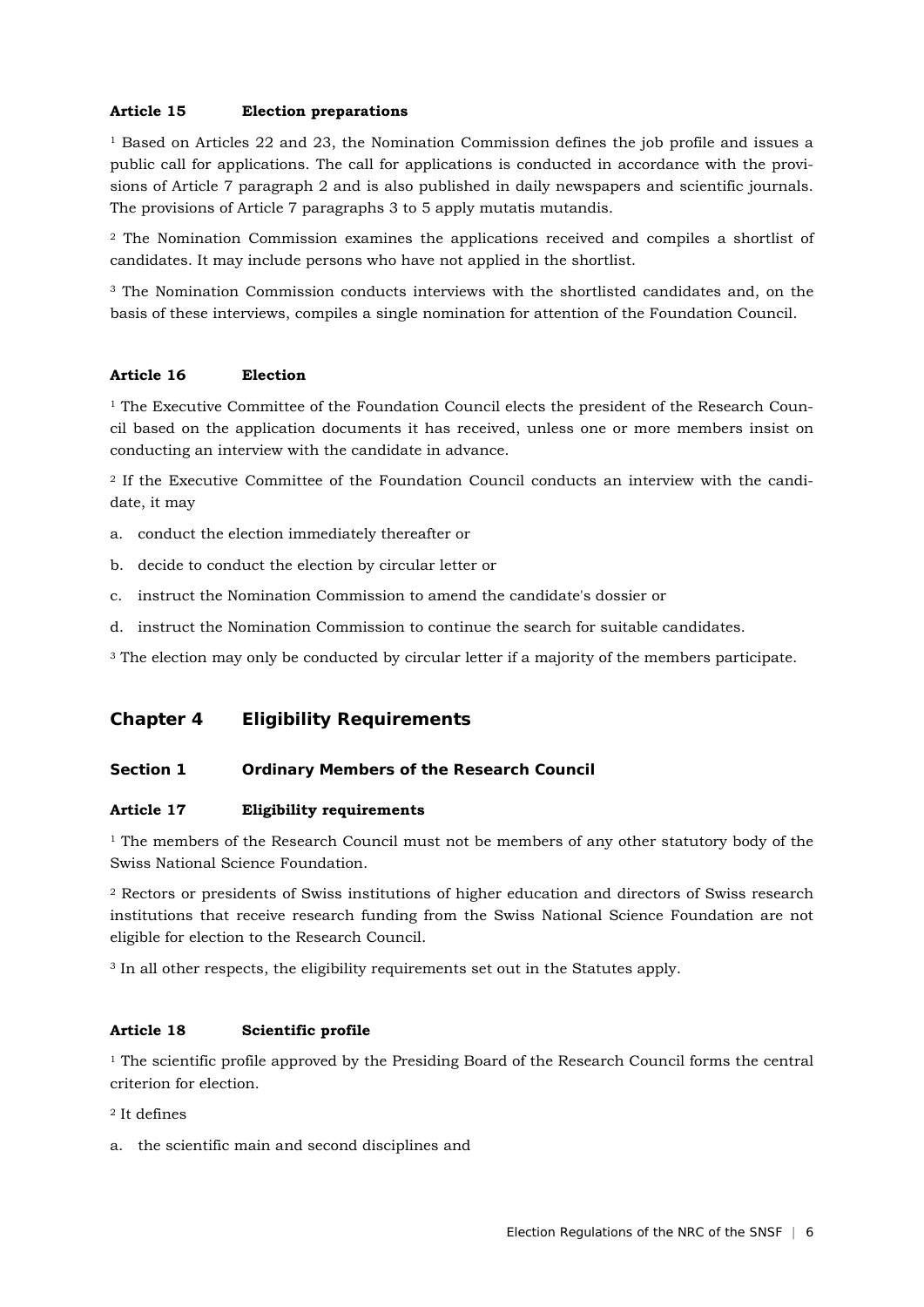#### Article 15 Election preparations

[1] Based on Articles 22 and 23, the Nomination Commission defines the job profile and issues a public call for applications. The call for applications is conducted in accordance with the provisions of Article 7 paragraph 2 and is also published in daily newspapers and scientific journals. The provisions of Article 7 paragraphs 3 to 5 apply mutatis mutandis.

[2] The Nomination Commission examines the applications received and compiles a shortlist of candidates. It may include persons who have not applied in the shortlist.

[3] The Nomination Commission conducts interviews with the shortlisted candidates and, on the basis of these interviews, compiles a single nomination for attention of the Foundation Council.

#### Article 16 Election

[1] The Executive Committee of the Foundation Council elects the president of the Research Council based on the application documents it has received, unless one or more members insist on conducting an interview with the candidate in advance.

[2] If the Executive Committee of the Foundation Council conducts an interview with the candidate, it may

a. conduct the election immediately thereafter or

b. decide to conduct the election by circular letter or

c. instruct the Nomination Commission to amend the candidate's dossier or

d. instruct the Nomination Commission to continue the search for suitable candidates.

[3] The election may only be conducted by circular letter if a majority of the members participate.

## Chapter 4 Eligibility Requirements

### Section 1 Ordinary Members of the Research Council

#### Article 17 Eligibility requirements

[1] The members of the Research Council must not be members of any other statutory body of the Swiss National Science Foundation.

[2] Rectors or presidents of Swiss institutions of higher education and directors of Swiss research institutions that receive research funding from the Swiss National Science Foundation are not eligible for election to the Research Council.

[3] In all other respects, the eligibility requirements set out in the Statutes apply.

#### Article 18 Scientific profile

[1] The scientific profile approved by the Presiding Board of the Research Council forms the central criterion for election.

[2] It defines

a. the scientific main and second disciplines and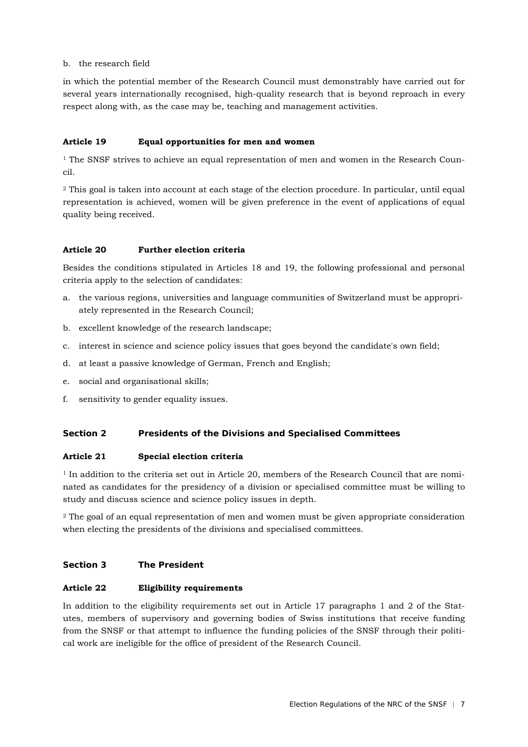b. the research field

in which the potential member of the Research Council must demonstrably have carried out for several years internationally recognised, high-quality research that is beyond reproach in every respect along with, as the case may be, teaching and management activities.

#### Article 19 Equal opportunities for men and women

[1] The SNSF strives to achieve an equal representation of men and women in the Research Council.

[2] This goal is taken into account at each stage of the election procedure. In particular, until equal representation is achieved, women will be given preference in the event of applications of equal quality being received.

#### Article 20 Further election criteria

Besides the conditions stipulated in Articles 18 and 19, the following professional and personal criteria apply to the selection of candidates:

a. the various regions, universities and language communities of Switzerland must be appropriately represented in the Research Council;

b. excellent knowledge of the research landscape;

c. interest in science and science policy issues that goes beyond the candidate's own field;

d. at least a passive knowledge of German, French and English;

e. social and organisational skills;

f. sensitivity to gender equality issues.

### Section 2 Presidents of the Divisions and Specialised Committees

#### Article 21 Special election criteria

[1] In addition to the criteria set out in Article 20, members of the Research Council that are nominated as candidates for the presidency of a division or specialised committee must be willing to study and discuss science and science policy issues in depth.

[2] The goal of an equal representation of men and women must be given appropriate consideration when electing the presidents of the divisions and specialised committees.

### Section 3 The President

#### Article 22 Eligibility requirements

In addition to the eligibility requirements set out in Article 17 paragraphs 1 and 2 of the Statutes, members of supervisory and governing bodies of Swiss institutions that receive funding from the SNSF or that attempt to influence the funding policies of the SNSF through their political work are ineligible for the office of president of the Research Council.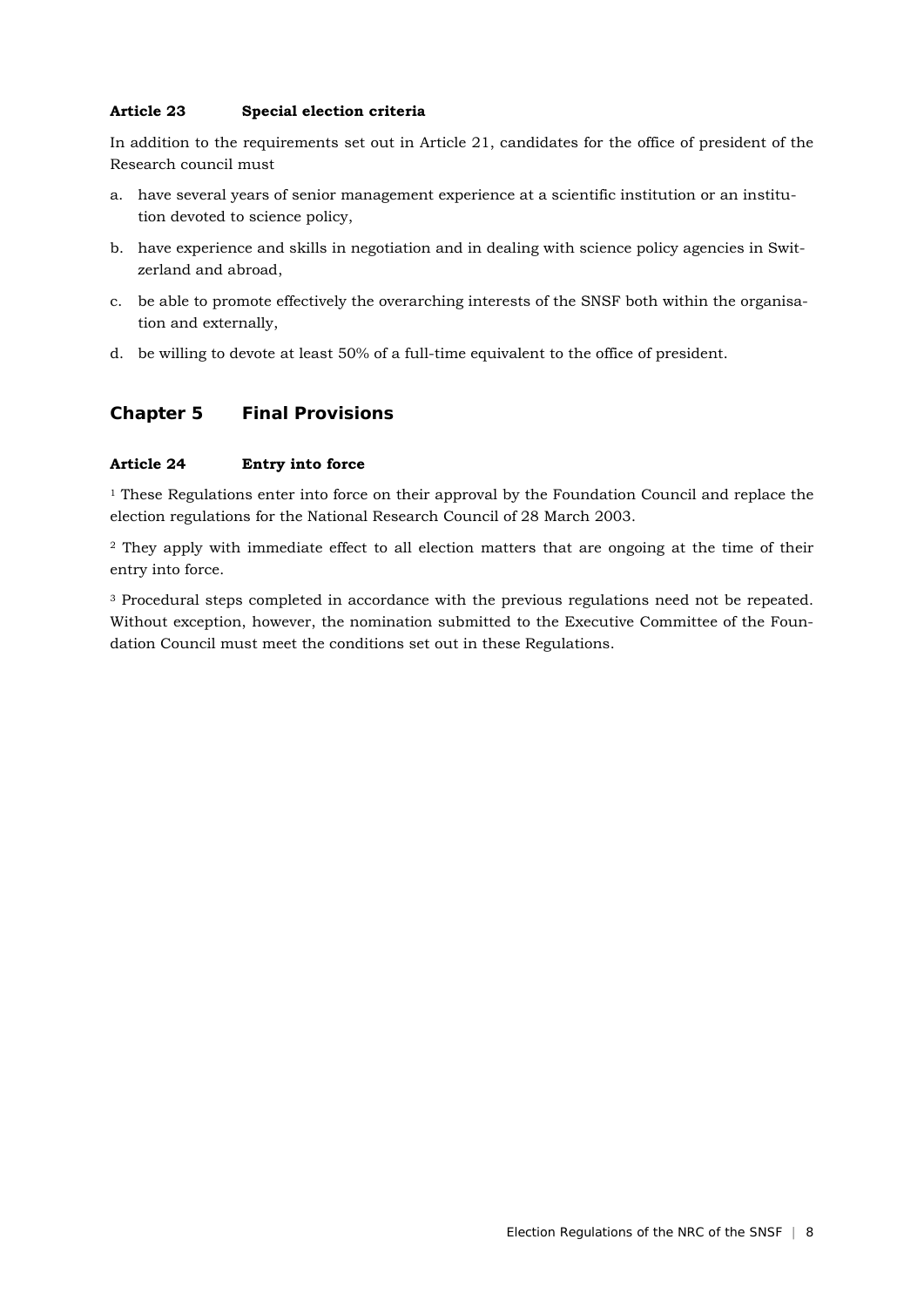**Article 23 Special election criteria**

In addition to the requirements set out in Article 21, candidates for the office of president of the Research council must

a. have several years of senior management experience at a scientific institution or an institution devoted to science policy,

b. have experience and skills in negotiation and in dealing with science policy agencies in Switzerland and abroad,

c. be able to promote effectively the overarching interests of the SNSF both within the organisation and externally,

d. be willing to devote at least 50% of a full-time equivalent to the office of president.

## Chapter 5 Final Provisions

**Article 24 Entry into force**

[1] These Regulations enter into force on their approval by the Foundation Council and replace the election regulations for the National Research Council of 28 March 2003.

[2] They apply with immediate effect to all election matters that are ongoing at the time of their entry into force.

[3] Procedural steps completed in accordance with the previous regulations need not be repeated. Without exception, however, the nomination submitted to the Executive Committee of the Foundation Council must meet the conditions set out in these Regulations.